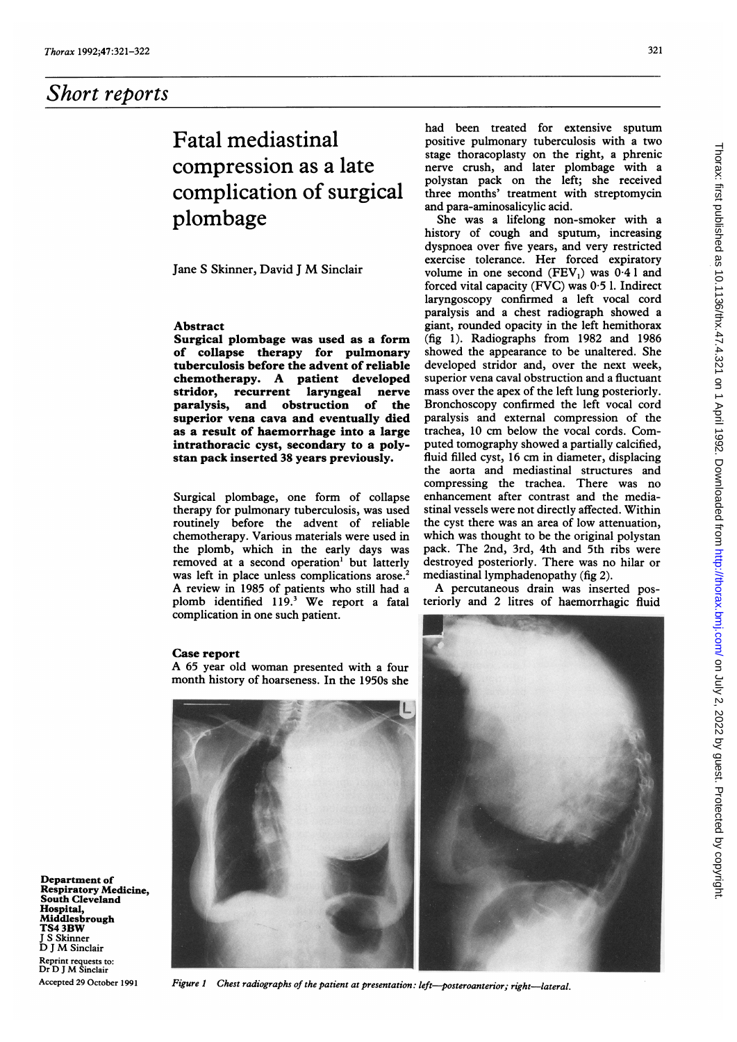## Short reports

# Fatal mediastinal compression as a late complication of surgical plombage

Jane S Skinner, David J M Sinclair

### Abstract

**Surgical plombage was used as a form of collapse therapy for pulmonary tuberculosis before the advent of reliable chemotherapy. A patient developed stridor, recurrent laryngeal nerve paralysis, and obstruction of the superior vena cava and eventually died as a result of haemorrhage into a large intrathoracic cyst, secondary to a polystan pack inserted 38 years previously.**

Surgical plombage, one form of collapse therapy for pulmonary tuberculosis, was used routinely before the advent of reliable chemotherapy. Various materials were used in the plomb, which in the early days was removed at a second operation[1] but latterly was left in place unless complications arose.[2] A review in 1985 of patients who still had a plomb identified 119.[3] We report a fatal complication in one such patient.

### Case report

A 65 year old woman presented with a four month history of hoarseness. In the 1950s she had been treated for extensive sputum positive pulmonary tuberculosis with a two stage thoracoplasty on the right, a phrenic nerve crush, and later plombage with a polystan pack on the left; she received three months' treatment with streptomycin and para-aminosalicylic acid.

She was a lifelong non-smoker with a history of cough and sputum, increasing dyspnoea over five years, and very restricted exercise tolerance. Her forced expiratory volume in one second ($FEV_1$) was 0·4 l and forced vital capacity (FVC) was 0·5 l. Indirect laryngoscopy confirmed a left vocal cord paralysis and a chest radiograph showed a giant, rounded opacity in the left hemithorax (fig 1). Radiographs from 1982 and 1986 showed the appearance to be unaltered. She developed stridor and, over the next week, superior vena caval obstruction and a fluctuant mass over the apex of the left lung posteriorly. Bronchoscopy confirmed the left vocal cord paralysis and external compression of the trachea, 10 cm below the vocal cords. Computed tomography showed a partially calcified, fluid filled cyst, 16 cm in diameter, displacing the aorta and mediastinal structures and compressing the trachea. There was no enhancement after contrast and the mediastinal vessels were not directly affected. Within the cyst there was an area of low attenuation, which was thought to be the original polystan pack. The 2nd, 3rd, 4th and 5th ribs were destroyed posteriorly. There was no hilar or mediastinal lymphadenopathy (fig 2).

A percutaneous drain was inserted posteriorly and 2 litres of haemorrhagic fluid

*Figure 1 Chest radiographs of the patient at presentation: left—posteroanterior; right—lateral.*

Department of Respiratory Medicine, South Cleveland Hospital, Middlesbrough TS4 3BW
J S Skinner
D J M Sinclair

Reprint requests to: Dr D J M Sinclair

Accepted 29 October 1991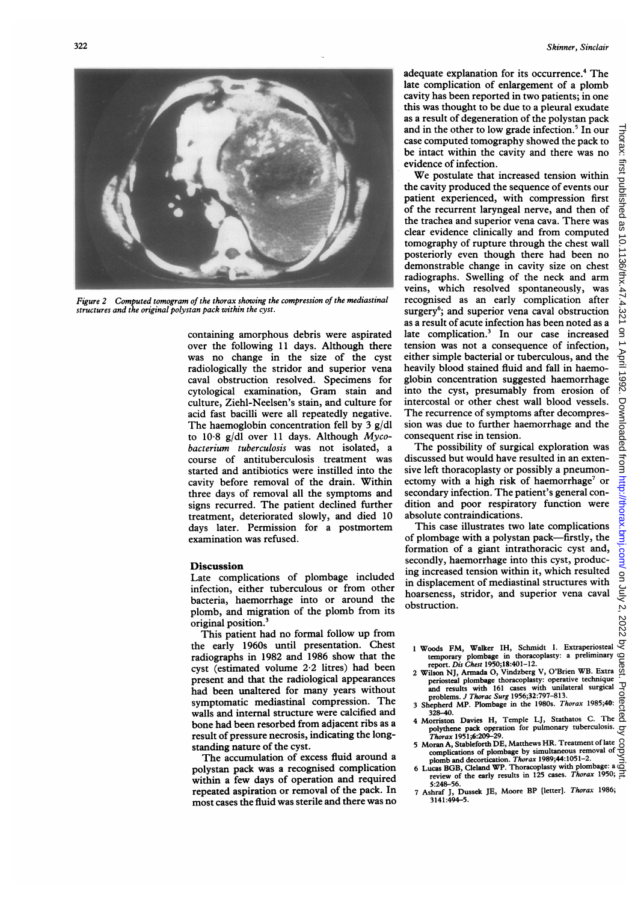Figure 2 Computed tomogram of the thorax showing the compression of the mediastinal structures and the original polystan pack within the cyst.

containing amorphous debris were aspirated over the following 11 days. Although there was no change in the size of the cyst radiologically the stridor and superior vena caval obstruction resolved. Specimens for cytological examination, Gram stain and culture, Ziehl-Neelsen's stain, and culture for acid fast bacilli were all repeatedly negative. The haemoglobin concentration fell by 3 g/dl to 10·8 g/dl over 11 days. Although *Mycobacterium tuberculosis* was not isolated, a course of antituberculosis treatment was started and antibiotics were instilled into the cavity before removal of the drain. Within three days of removal all the symptoms and signs recurred. The patient declined further treatment, deteriorated slowly, and died 10 days later. Permission for a postmortem examination was refused.

## Discussion

Late complications of plombage included infection, either tuberculous or from other bacteria, haemorrhage into or around the plomb, and migration of the plomb from its original position.[3]

This patient had no formal follow up from the early 1960s until presentation. Chest radiographs in 1982 and 1986 show that the cyst (estimated volume 2·2 litres) had been present and that the radiological appearances had been unaltered for many years without symptomatic mediastinal compression. The walls and internal structure were calcified and bone had been resorbed from adjacent ribs as a result of pressure necrosis, indicating the longstanding nature of the cyst.

The accumulation of excess fluid around a polystan pack was a recognised complication within a few days of operation and required repeated aspiration or removal of the pack. In most cases the fluid was sterile and there was no adequate explanation for its occurrence.[4] The late complication of enlargement of a plomb cavity has been reported in two patients; in one this was thought to be due to a pleural exudate as a result of degeneration of the polystan pack and in the other to low grade infection.[5] In our case computed tomography showed the pack to be intact within the cavity and there was no evidence of infection.

We postulate that increased tension within the cavity produced the sequence of events our patient experienced, with compression first of the recurrent laryngeal nerve, and then of the trachea and superior vena cava. There was clear evidence clinically and from computed tomography of rupture through the chest wall posteriorly even though there had been no demonstrable change in cavity size on chest radiographs. Swelling of the neck and arm veins, which resolved spontaneously, was recognised as an early complication after surgery[6]; and superior vena caval obstruction as a result of acute infection has been noted as a late complication.[3] In our case increased tension was not a consequence of infection, either simple bacterial or tuberculous, and the heavily blood stained fluid and fall in haemoglobin concentration suggested haemorrhage into the cyst, presumably from erosion of intercostal or other chest wall blood vessels. The recurrence of symptoms after decompression was due to further haemorrhage and the consequent rise in tension.

The possibility of surgical exploration was discussed but would have resulted in an extensive left thoracoplasty or possibly a pneumonectomy with a high risk of haemorrhage[7] or secondary infection. The patient's general condition and poor respiratory function were absolute contraindications.

This case illustrates two late complications of plombage with a polystan pack—firstly, the formation of a giant intrathoracic cyst and, secondly, haemorrhage into this cyst, producing increased tension within it, which resulted in displacement of mediastinal structures with hoarseness, stridor, and superior vena caval obstruction.

1. Woods FM, Walker IH, Schmidt I. Extraperiosteal temporary plombage in thoracoplasty: a preliminary report. *Dis Chest* 1950;18:401–12.
2. Wilson NJ, Armada O, Vindzberg V, O'Brien WB. Extra periosteal plombage thoracoplasty: operative technique and results with 161 cases with unilateral surgical problems. *J Thorac Surg* 1956;32:797–813.
3. Shepherd MP. Plombage in the 1980s. *Thorax* 1985;40:328–40.
4. Morriston Davies H, Temple LJ, Stathatos C. The polythene pack operation for pulmonary tuberculosis. *Thorax* 1951;6:209–29.
5. Moran A, Stableforth DE, Matthews HR. Treatment of late complications of plombage by simultaneous removal of plomb and decortication. *Thorax* 1989;44:1051–2.
6. Lucas BGB, Cleland WP. Thoracoplasty with plombage: a review of the early results in 125 cases. *Thorax* 1950;5:248–56.
7. Ashraf J, Dussek JE, Moore BP [letter]. *Thorax* 1986;3141:494–5.